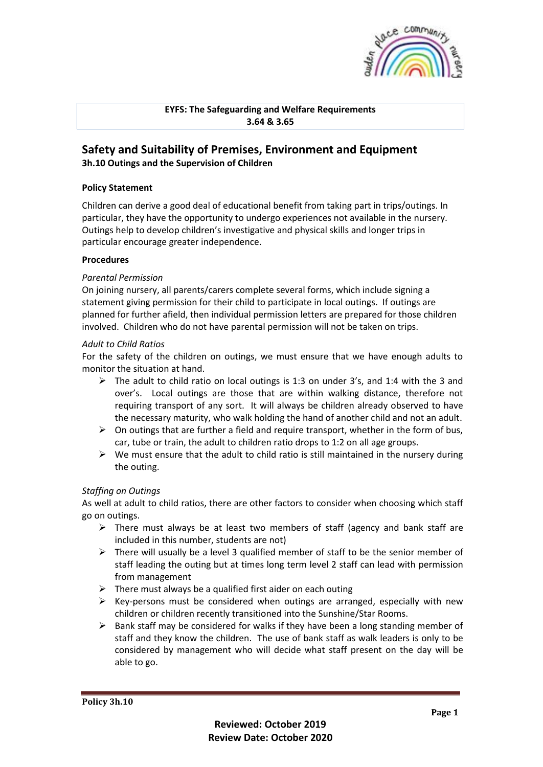**EYFS: The Safeguarding and Welfare Requirements**
**3.64 & 3.65**

## Safety and Suitability of Premises, Environment and Equipment

### 3h.10 Outings and the Supervision of Children

**Policy Statement**

Children can derive a good deal of educational benefit from taking part in trips/outings. In particular, they have the opportunity to undergo experiences not available in the nursery. Outings help to develop children's investigative and physical skills and longer trips in particular encourage greater independence.

**Procedures**

*Parental Permission*

On joining nursery, all parents/carers complete several forms, which include signing a statement giving permission for their child to participate in local outings. If outings are planned for further afield, then individual permission letters are prepared for those children involved. Children who do not have parental permission will not be taken on trips.

*Adult to Child Ratios*

For the safety of the children on outings, we must ensure that we have enough adults to monitor the situation at hand.

- The adult to child ratio on local outings is 1:3 on under 3's, and 1:4 with the 3 and over's. Local outings are those that are within walking distance, therefore not requiring transport of any sort. It will always be children already observed to have the necessary maturity, who walk holding the hand of another child and not an adult.
- On outings that are further a field and require transport, whether in the form of bus, car, tube or train, the adult to children ratio drops to 1:2 on all age groups.
- We must ensure that the adult to child ratio is still maintained in the nursery during the outing.

*Staffing on Outings*

As well at adult to child ratios, there are other factors to consider when choosing which staff go on outings.

- There must always be at least two members of staff (agency and bank staff are included in this number, students are not)
- There will usually be a level 3 qualified member of staff to be the senior member of staff leading the outing but at times long term level 2 staff can lead with permission from management
- There must always be a qualified first aider on each outing
- Key-persons must be considered when outings are arranged, especially with new children or children recently transitioned into the Sunshine/Star Rooms.
- Bank staff may be considered for walks if they have been a long standing member of staff and they know the children. The use of bank staff as walk leaders is only to be considered by management who will decide what staff present on the day will be able to go.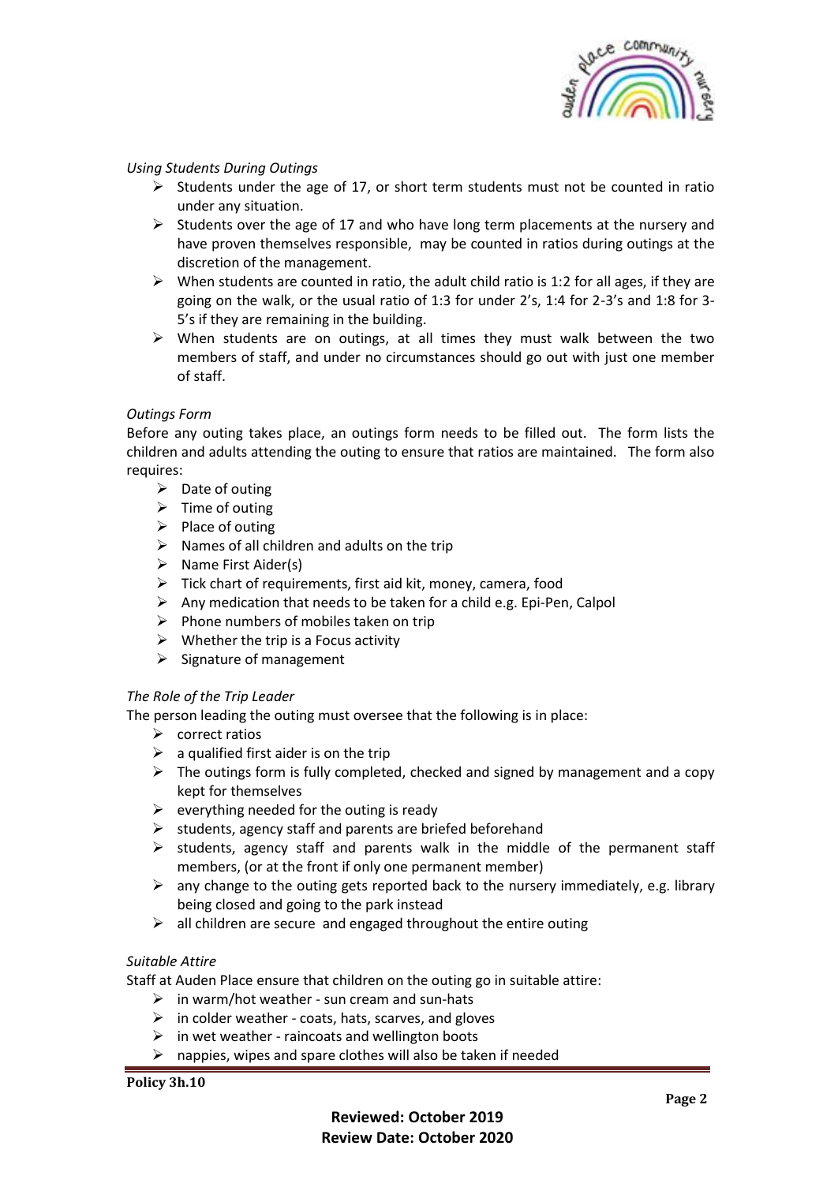*Using Students During Outings*

- Students under the age of 17, or short term students must not be counted in ratio under any situation.
- Students over the age of 17 and who have long term placements at the nursery and have proven themselves responsible, may be counted in ratios during outings at the discretion of the management.
- When students are counted in ratio, the adult child ratio is 1:2 for all ages, if they are going on the walk, or the usual ratio of 1:3 for under 2's, 1:4 for 2-3's and 1:8 for 3-5's if they are remaining in the building.
- When students are on outings, at all times they must walk between the two members of staff, and under no circumstances should go out with just one member of staff.

*Outings Form*

Before any outing takes place, an outings form needs to be filled out. The form lists the children and adults attending the outing to ensure that ratios are maintained. The form also requires:

- Date of outing
- Time of outing
- Place of outing
- Names of all children and adults on the trip
- Name First Aider(s)
- Tick chart of requirements, first aid kit, money, camera, food
- Any medication that needs to be taken for a child e.g. Epi-Pen, Calpol
- Phone numbers of mobiles taken on trip
- Whether the trip is a Focus activity
- Signature of management

*The Role of the Trip Leader*

The person leading the outing must oversee that the following is in place:

- correct ratios
- a qualified first aider is on the trip
- The outings form is fully completed, checked and signed by management and a copy kept for themselves
- everything needed for the outing is ready
- students, agency staff and parents are briefed beforehand
- students, agency staff and parents walk in the middle of the permanent staff members, (or at the front if only one permanent member)
- any change to the outing gets reported back to the nursery immediately, e.g. library being closed and going to the park instead
- all children are secure and engaged throughout the entire outing

*Suitable Attire*

Staff at Auden Place ensure that children on the outing go in suitable attire:

- in warm/hot weather - sun cream and sun-hats
- in colder weather - coats, hats, scarves, and gloves
- in wet weather - raincoats and wellington boots
- nappies, wipes and spare clothes will also be taken if needed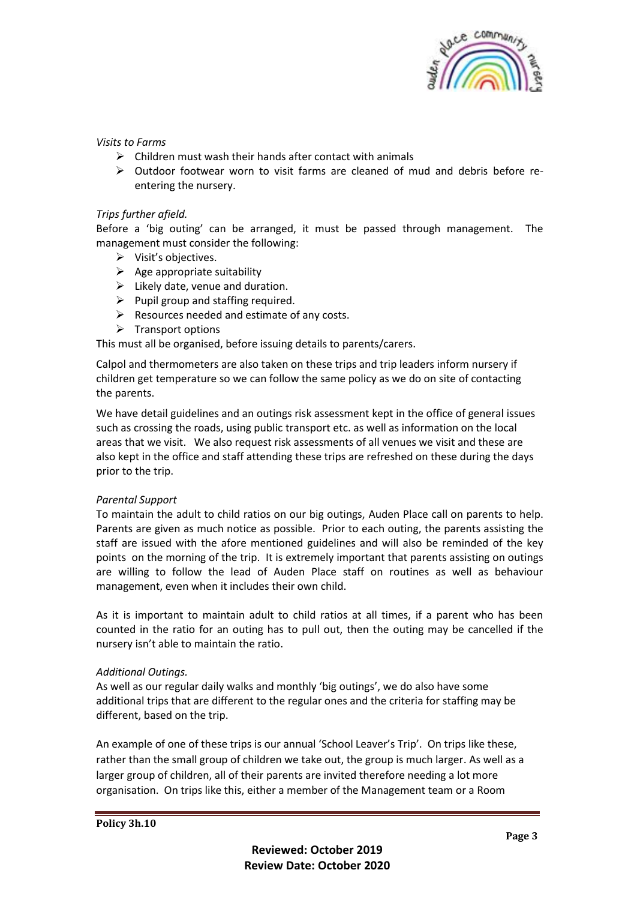*Visits to Farms*

- Children must wash their hands after contact with animals
- Outdoor footwear worn to visit farms are cleaned of mud and debris before re-entering the nursery.

*Trips further afield.*

Before a 'big outing' can be arranged, it must be passed through management. The management must consider the following:

- Visit's objectives.
- Age appropriate suitability
- Likely date, venue and duration.
- Pupil group and staffing required.
- Resources needed and estimate of any costs.
- Transport options

This must all be organised, before issuing details to parents/carers.

Calpol and thermometers are also taken on these trips and trip leaders inform nursery if children get temperature so we can follow the same policy as we do on site of contacting the parents.

We have detail guidelines and an outings risk assessment kept in the office of general issues such as crossing the roads, using public transport etc. as well as information on the local areas that we visit. We also request risk assessments of all venues we visit and these are also kept in the office and staff attending these trips are refreshed on these during the days prior to the trip.

*Parental Support*

To maintain the adult to child ratios on our big outings, Auden Place call on parents to help. Parents are given as much notice as possible. Prior to each outing, the parents assisting the staff are issued with the afore mentioned guidelines and will also be reminded of the key points on the morning of the trip. It is extremely important that parents assisting on outings are willing to follow the lead of Auden Place staff on routines as well as behaviour management, even when it includes their own child.

As it is important to maintain adult to child ratios at all times, if a parent who has been counted in the ratio for an outing has to pull out, then the outing may be cancelled if the nursery isn't able to maintain the ratio.

*Additional Outings.*

As well as our regular daily walks and monthly 'big outings', we do also have some additional trips that are different to the regular ones and the criteria for staffing may be different, based on the trip.

An example of one of these trips is our annual 'School Leaver's Trip'. On trips like these, rather than the small group of children we take out, the group is much larger. As well as a larger group of children, all of their parents are invited therefore needing a lot more organisation. On trips like this, either a member of the Management team or a Room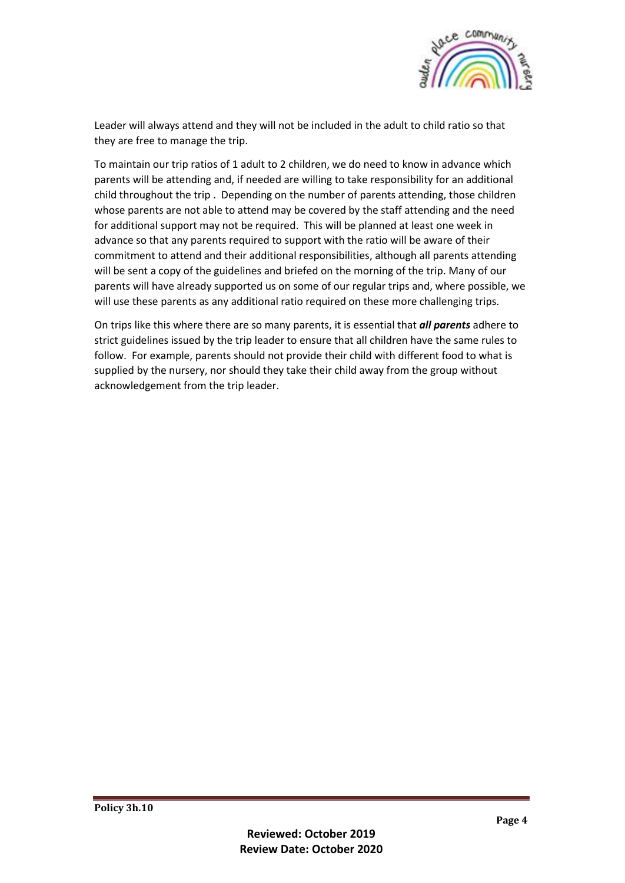Leader will always attend and they will not be included in the adult to child ratio so that they are free to manage the trip.

To maintain our trip ratios of 1 adult to 2 children, we do need to know in advance which parents will be attending and, if needed are willing to take responsibility for an additional child throughout the trip . Depending on the number of parents attending, those children whose parents are not able to attend may be covered by the staff attending and the need for additional support may not be required. This will be planned at least one week in advance so that any parents required to support with the ratio will be aware of their commitment to attend and their additional responsibilities, although all parents attending will be sent a copy of the guidelines and briefed on the morning of the trip. Many of our parents will have already supported us on some of our regular trips and, where possible, we will use these parents as any additional ratio required on these more challenging trips.

On trips like this where there are so many parents, it is essential that ***all parents*** adhere to strict guidelines issued by the trip leader to ensure that all children have the same rules to follow. For example, parents should not provide their child with different food to what is supplied by the nursery, nor should they take their child away from the group without acknowledgement from the trip leader.